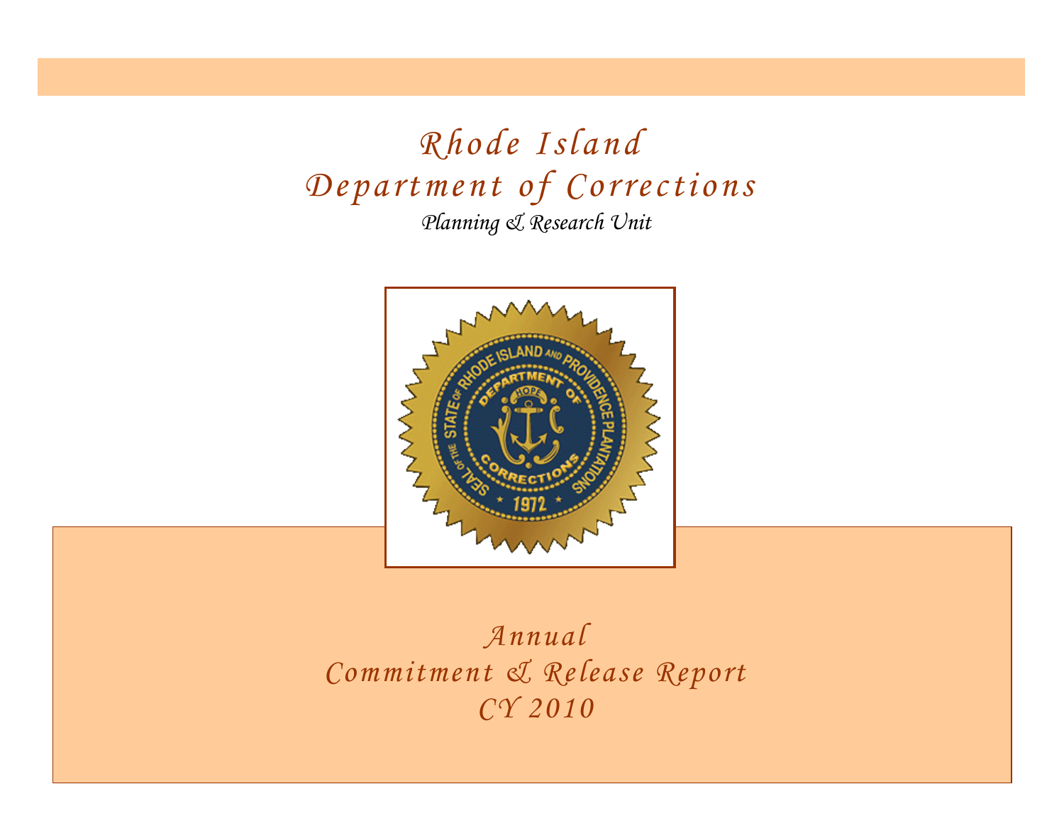# Rhode Island Department of Corrections

*Planning & Research Unit*

## Annual Commitment & Release Report CY 2010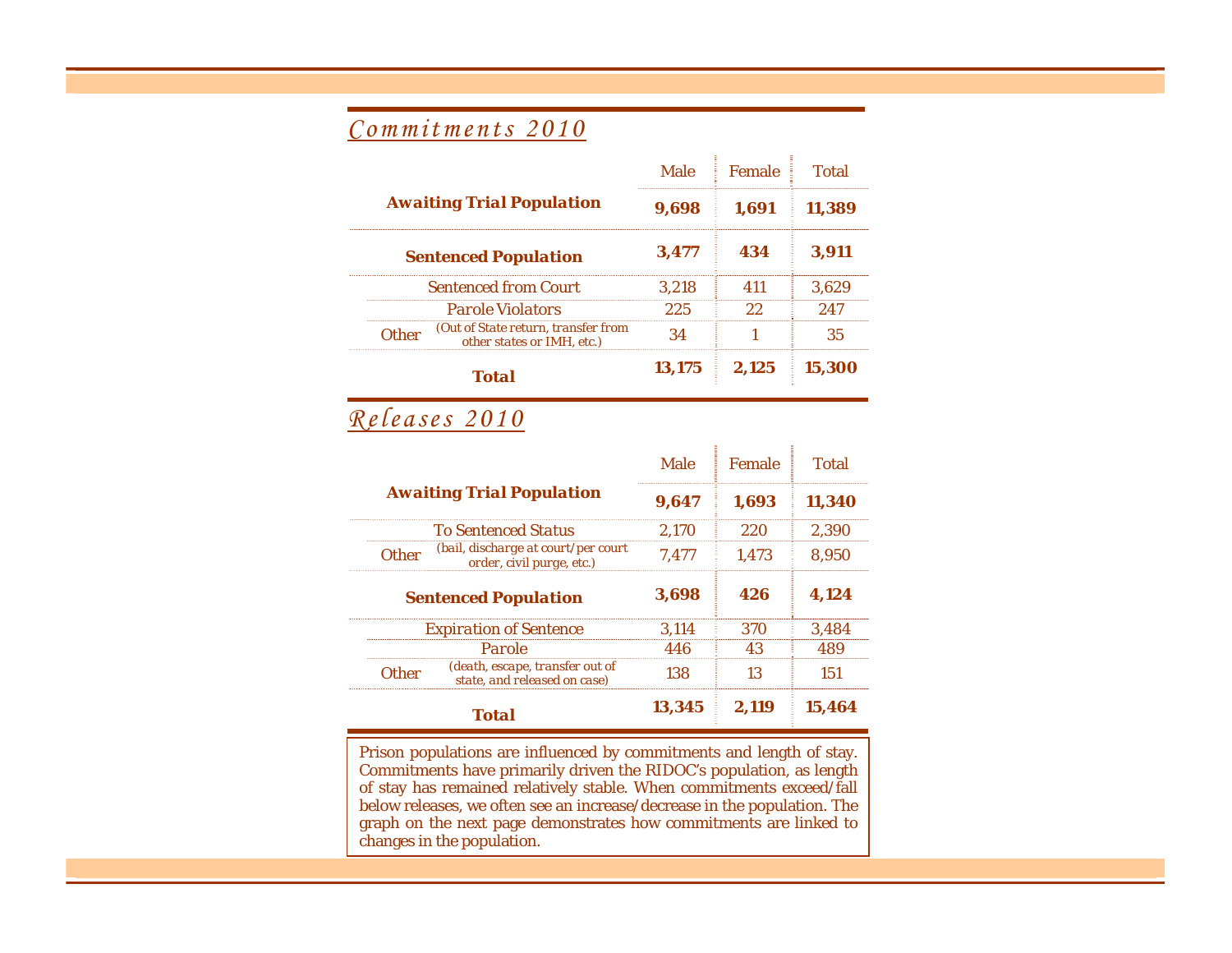## *Commitments 2010*

| | Male | Female | Total |
|---|---|---|---|
| **Awaiting Trial Population** | **9,698** | **1,691** | **11,389** |
| **Sentenced Population** | **3,477** | **434** | **3,911** |
| Sentenced from Court | 3,218 | 411 | 3,629 |
| Parole Violators | 225 | 22 | 247 |
| Other (Out of State return, transfer from other states or IMH, etc.) | 34 | 1 | 35 |
| **Total** | **13,175** | **2,125** | **15,300** |

## *Releases 2010*

| | Male | Female | Total |
|---|---|---|---|
| **Awaiting Trial Population** | **9,647** | **1,693** | **11,340** |
| To Sentenced Status | 2,170 | 220 | 2,390 |
| Other (bail, discharge at court/per court order, civil purge, etc.) | 7,477 | 1,473 | 8,950 |
| **Sentenced Population** | **3,698** | **426** | **4,124** |
| Expiration of Sentence | 3,114 | 370 | 3,484 |
| Parole | 446 | 43 | 489 |
| Other (death, escape, transfer out of state, and released on case) | 138 | 13 | 151 |
| **Total** | **13,345** | **2,119** | **15,464** |

Prison populations are influenced by commitments and length of stay. Commitments have primarily driven the RIDOC's population, as length of stay has remained relatively stable. When commitments exceed/fall below releases, we often see an increase/decrease in the population. The graph on the next page demonstrates how commitments are linked to changes in the population.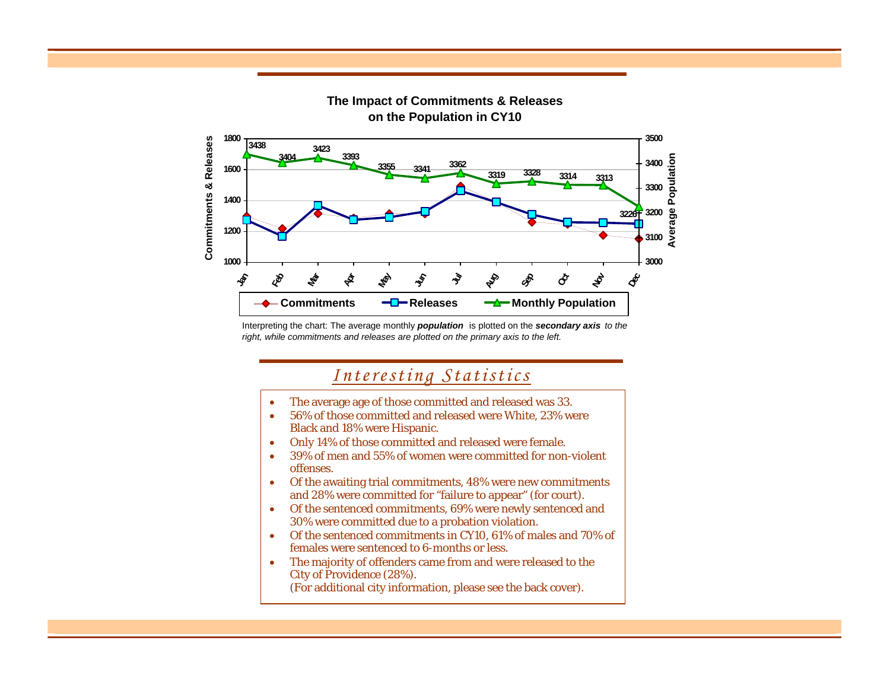**The Impact of Commitments & Releases on the Population in CY10**

| Month | Monthly Population |
|---|---|
| Jan | 3438 |
| Feb | 3404 |
| Mar | 3423 |
| Apr | 3393 |
| May | 3355 |
| Jun | 3341 |
| Jul | 3362 |
| Aug | 3319 |
| Sep | 3328 |
| Oct | 3314 |
| Nov | 3313 |
| Dec | 3226 |

Commitments | Releases | Monthly Population

Interpreting the chart: The average monthly ***population*** is plotted on the ***secondary axis*** *to the right, while commitments and releases are plotted on the primary axis to the left.*

## *Interesting Statistics*

- The average age of those committed and released was 33.
- 56% of those committed and released were White, 23% were Black and 18% were Hispanic.
- Only 14% of those committed and released were female.
- 39% of men and 55% of women were committed for non-violent offenses.
- Of the awaiting trial commitments, 48% were new commitments and 28% were committed for "failure to appear" (for court).
- Of the sentenced commitments, 69% were newly sentenced and 30% were committed due to a probation violation.
- Of the sentenced commitments in CY10, 61% of males and 70% of females were sentenced to 6-months or less.
- The majority of offenders came from and were released to the City of Providence (28%).
  (For additional city information, please see the back cover).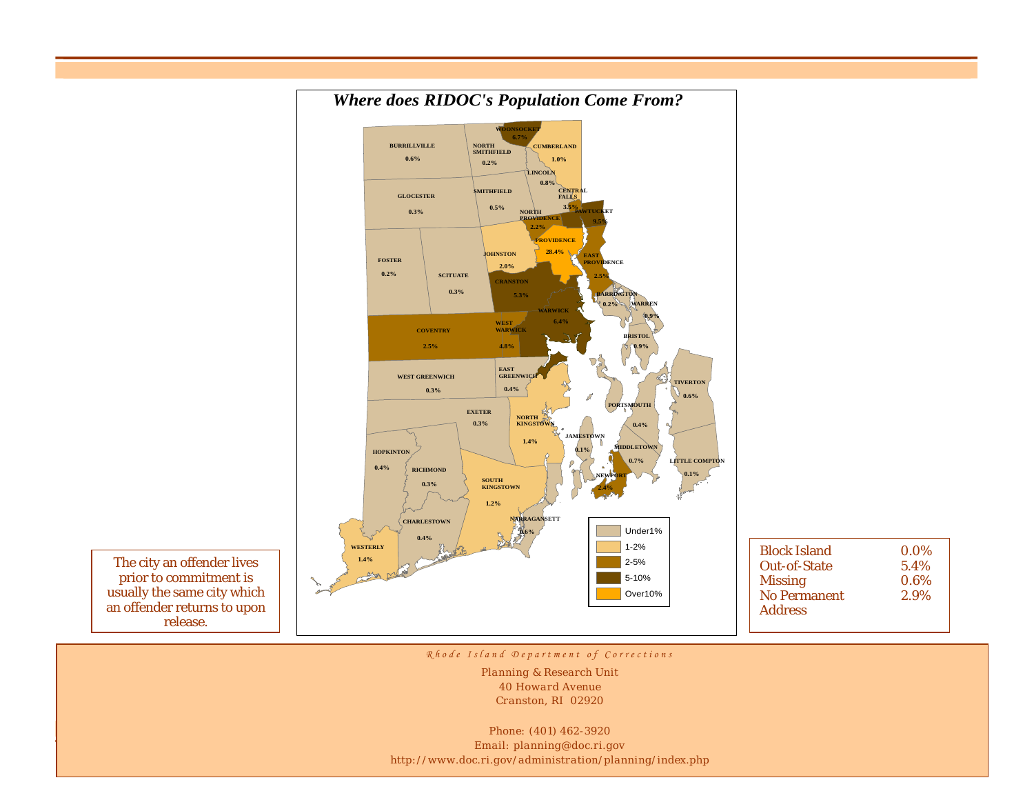## Where does RIDOC's Population Come From?

BURRILLVILLE 0.6%
NORTH SMITHFIELD 0.2%
WOONSOCKET 6.7%
CUMBERLAND 1.0%
LINCOLN 0.8%
GLOCESTER 0.3%
SMITHFIELD 0.5%
CENTRAL FALLS 3.5%
NORTH PROVIDENCE 2.2%
PAWTUCKET 9.5%
PROVIDENCE 28.4%
JOHNSTON 2.0%
FOSTER 0.2%
SCITUATE 0.3%
EAST PROVIDENCE 2.5%
CRANSTON 5.3%
BARRINGTON 0.2%
WARREN 0.9%
WARWICK 6.4%
COVENTRY 2.5%
WEST WARWICK 4.8%
BRISTOL 0.9%
EAST GREENWICH 0.4%
WEST GREENWICH 0.3%
TIVERTON 0.6%
PORTSMOUTH 0.4%
EXETER 0.3%
NORTH KINGSTOWN 1.4%
JAMESTOWN 0.1%
MIDDLETOWN 0.7%
LITTLE COMPTON 0.1%
HOPKINTON 0.4%
RICHMOND 0.3%
NEWPORT 2.4%
SOUTH KINGSTOWN 1.2%
NARRAGANSETT 0.6%
CHARLESTOWN 0.4%
WESTERLY 1.4%

Under1%
1-2%
2-5%
5-10%
Over10%

The city an offender lives prior to commitment is usually the same city which an offender returns to upon release.

| | |
|---|---|
| Block Island | 0.0% |
| Out-of-State | 5.4% |
| Missing | 0.6% |
| No Permanent Address | 2.9% |

*Rhode Island Department of Corrections*

Planning & Research Unit
40 Howard Avenue
Cranston, RI 02920

Phone: (401) 462-3920
Email: planning@doc.ri.gov
http://www.doc.ri.gov/administration/planning/index.php